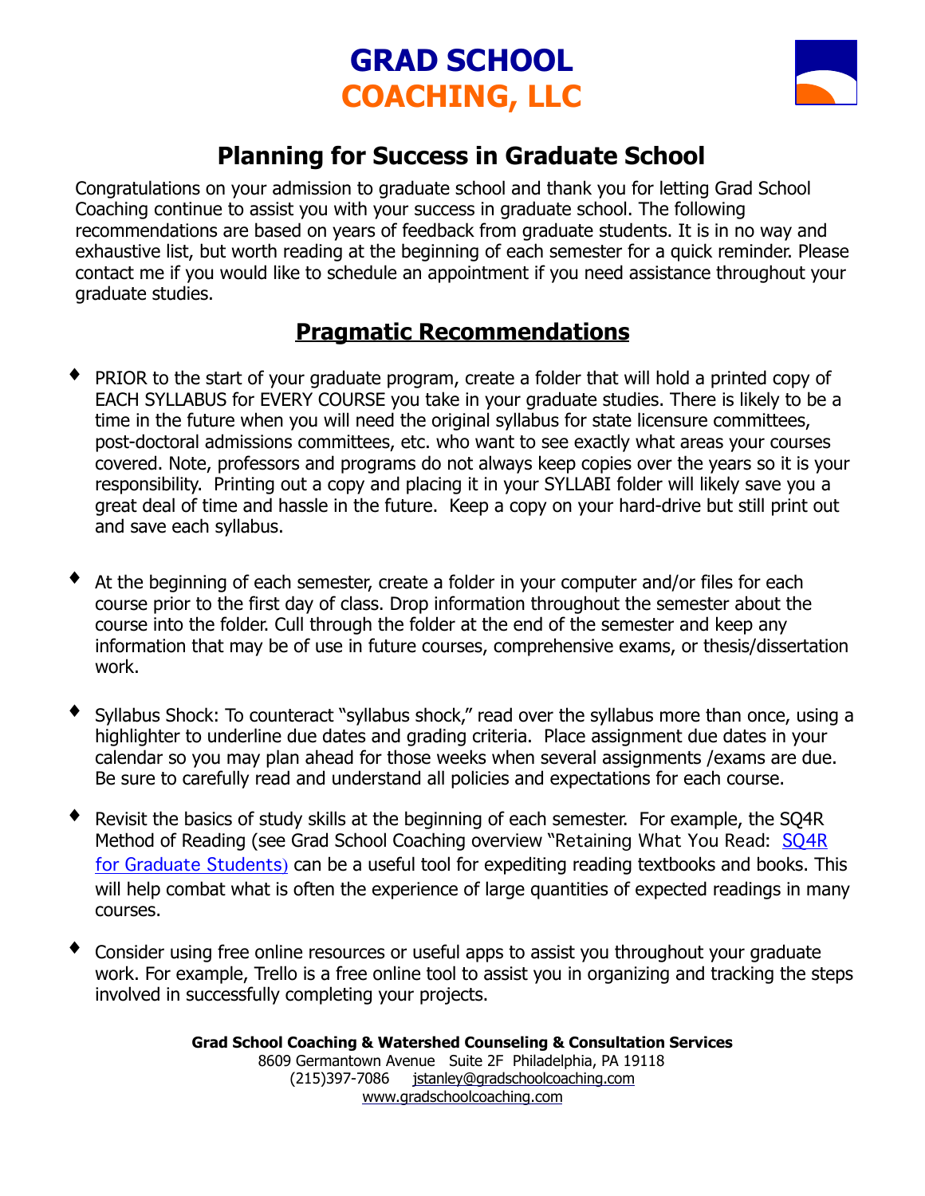# GRAD SCHOOL
# COACHING, LLC

## Planning for Success in Graduate School

Congratulations on your admission to graduate school and thank you for letting Grad School Coaching continue to assist you with your success in graduate school. The following recommendations are based on years of feedback from graduate students. It is in no way and exhaustive list, but worth reading at the beginning of each semester for a quick reminder. Please contact me if you would like to schedule an appointment if you need assistance throughout your graduate studies.

## Pragmatic Recommendations

- PRIOR to the start of your graduate program, create a folder that will hold a printed copy of EACH SYLLABUS for EVERY COURSE you take in your graduate studies. There is likely to be a time in the future when you will need the original syllabus for state licensure committees, post-doctoral admissions committees, etc. who want to see exactly what areas your courses covered. Note, professors and programs do not always keep copies over the years so it is your responsibility. Printing out a copy and placing it in your SYLLABI folder will likely save you a great deal of time and hassle in the future. Keep a copy on your hard-drive but still print out and save each syllabus.

- At the beginning of each semester, create a folder in your computer and/or files for each course prior to the first day of class. Drop information throughout the semester about the course into the folder. Cull through the folder at the end of the semester and keep any information that may be of use in future courses, comprehensive exams, or thesis/dissertation work.

- Syllabus Shock: To counteract "syllabus shock," read over the syllabus more than once, using a highlighter to underline due dates and grading criteria. Place assignment due dates in your calendar so you may plan ahead for those weeks when several assignments /exams are due. Be sure to carefully read and understand all policies and expectations for each course.

- Revisit the basics of study skills at the beginning of each semester. For example, the SQ4R Method of Reading (see Grad School Coaching overview "Retaining What You Read: SQ4R for Graduate Students) can be a useful tool for expediting reading textbooks and books. This will help combat what is often the experience of large quantities of expected readings in many courses.

- Consider using free online resources or useful apps to assist you throughout your graduate work. For example, Trello is a free online tool to assist you in organizing and tracking the steps involved in successfully completing your projects.

**Grad School Coaching & Watershed Counseling & Consultation Services**
8609 Germantown Avenue Suite 2F Philadelphia, PA 19118
(215)397-7086 jstanley@gradschoolcoaching.com
www.gradschoolcoaching.com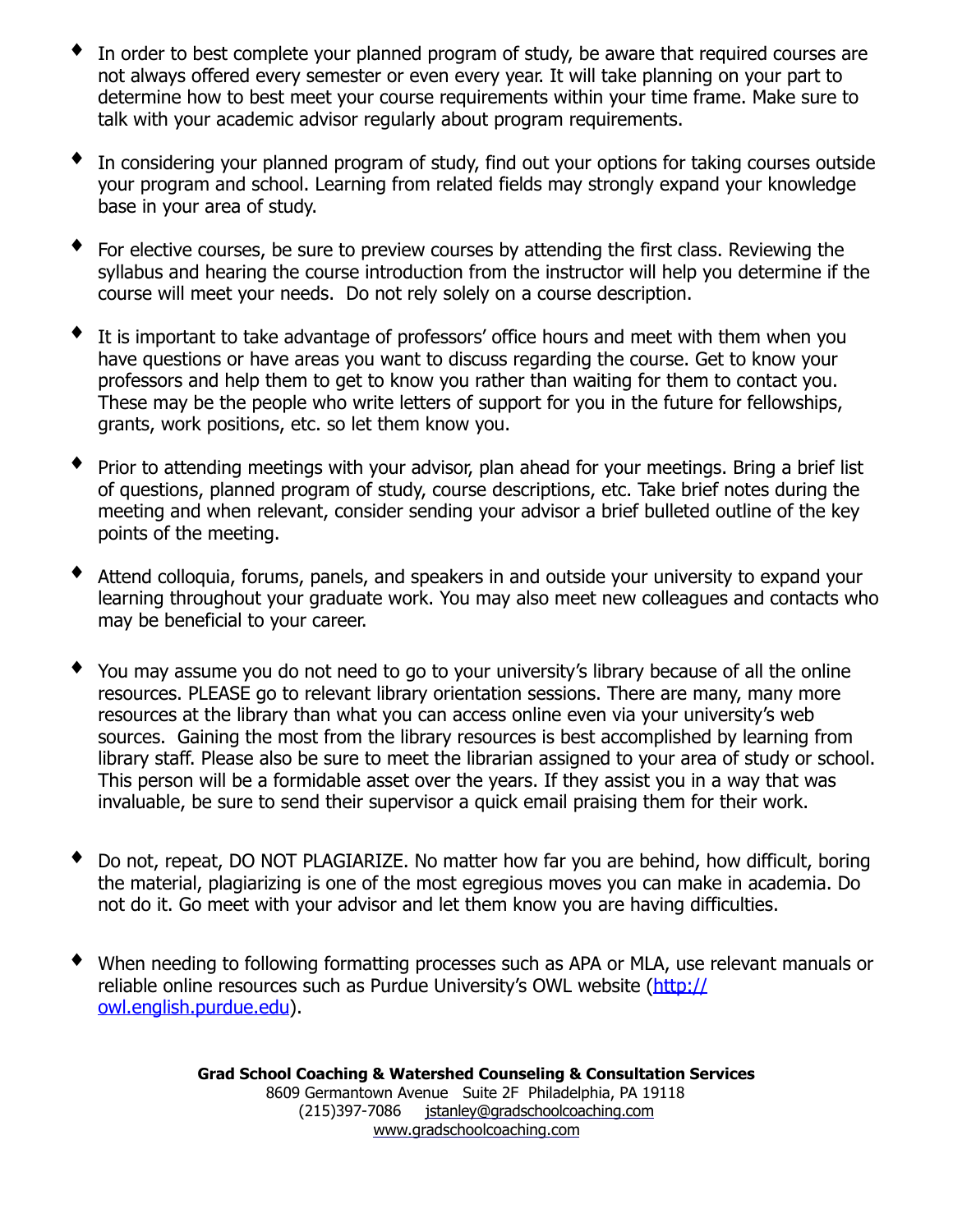- In order to best complete your planned program of study, be aware that required courses are not always offered every semester or even every year. It will take planning on your part to determine how to best meet your course requirements within your time frame. Make sure to talk with your academic advisor regularly about program requirements.

- In considering your planned program of study, find out your options for taking courses outside your program and school. Learning from related fields may strongly expand your knowledge base in your area of study.

- For elective courses, be sure to preview courses by attending the first class. Reviewing the syllabus and hearing the course introduction from the instructor will help you determine if the course will meet your needs. Do not rely solely on a course description.

- It is important to take advantage of professors' office hours and meet with them when you have questions or have areas you want to discuss regarding the course. Get to know your professors and help them to get to know you rather than waiting for them to contact you. These may be the people who write letters of support for you in the future for fellowships, grants, work positions, etc. so let them know you.

- Prior to attending meetings with your advisor, plan ahead for your meetings. Bring a brief list of questions, planned program of study, course descriptions, etc. Take brief notes during the meeting and when relevant, consider sending your advisor a brief bulleted outline of the key points of the meeting.

- Attend colloquia, forums, panels, and speakers in and outside your university to expand your learning throughout your graduate work. You may also meet new colleagues and contacts who may be beneficial to your career.

- You may assume you do not need to go to your university's library because of all the online resources. PLEASE go to relevant library orientation sessions. There are many, many more resources at the library than what you can access online even via your university's web sources. Gaining the most from the library resources is best accomplished by learning from library staff. Please also be sure to meet the librarian assigned to your area of study or school. This person will be a formidable asset over the years. If they assist you in a way that was invaluable, be sure to send their supervisor a quick email praising them for their work.

- Do not, repeat, DO NOT PLAGIARIZE. No matter how far you are behind, how difficult, boring the material, plagiarizing is one of the most egregious moves you can make in academia. Do not do it. Go meet with your advisor and let them know you are having difficulties.

- When needing to following formatting processes such as APA or MLA, use relevant manuals or reliable online resources such as Purdue University's OWL website ([http://owl.english.purdue.edu](http://owl.english.purdue.edu)).

**Grad School Coaching & Watershed Counseling & Consultation Services**
8609 Germantown Avenue Suite 2F Philadelphia, PA 19118
(215)397-7086 jstanley@gradschoolcoaching.com
www.gradschoolcoaching.com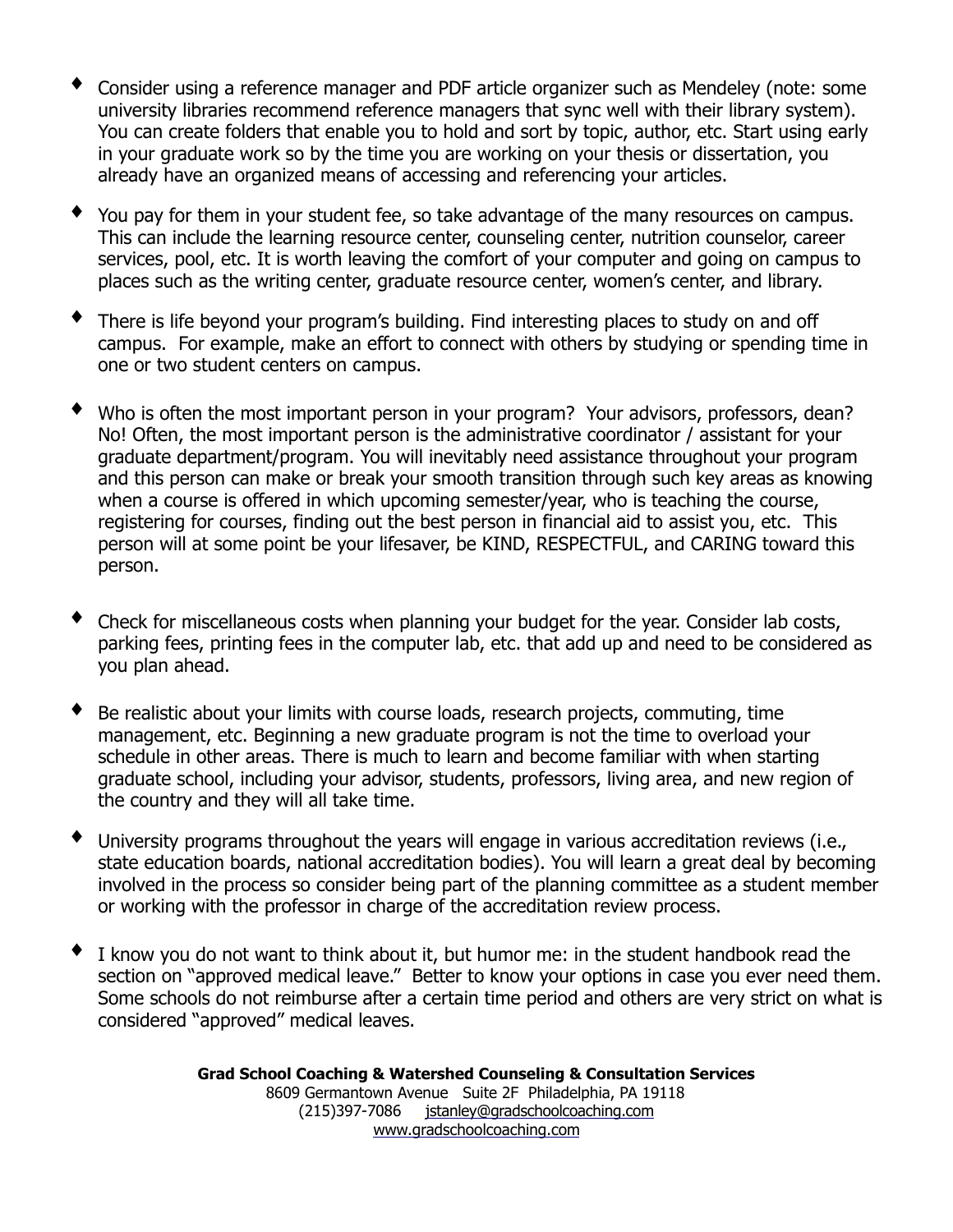- Consider using a reference manager and PDF article organizer such as Mendeley (note: some university libraries recommend reference managers that sync well with their library system). You can create folders that enable you to hold and sort by topic, author, etc. Start using early in your graduate work so by the time you are working on your thesis or dissertation, you already have an organized means of accessing and referencing your articles.

- You pay for them in your student fee, so take advantage of the many resources on campus. This can include the learning resource center, counseling center, nutrition counselor, career services, pool, etc. It is worth leaving the comfort of your computer and going on campus to places such as the writing center, graduate resource center, women's center, and library.

- There is life beyond your program's building. Find interesting places to study on and off campus. For example, make an effort to connect with others by studying or spending time in one or two student centers on campus.

- Who is often the most important person in your program? Your advisors, professors, dean? No! Often, the most important person is the administrative coordinator / assistant for your graduate department/program. You will inevitably need assistance throughout your program and this person can make or break your smooth transition through such key areas as knowing when a course is offered in which upcoming semester/year, who is teaching the course, registering for courses, finding out the best person in financial aid to assist you, etc. This person will at some point be your lifesaver, be KIND, RESPECTFUL, and CARING toward this person.

- Check for miscellaneous costs when planning your budget for the year. Consider lab costs, parking fees, printing fees in the computer lab, etc. that add up and need to be considered as you plan ahead.

- Be realistic about your limits with course loads, research projects, commuting, time management, etc. Beginning a new graduate program is not the time to overload your schedule in other areas. There is much to learn and become familiar with when starting graduate school, including your advisor, students, professors, living area, and new region of the country and they will all take time.

- University programs throughout the years will engage in various accreditation reviews (i.e., state education boards, national accreditation bodies). You will learn a great deal by becoming involved in the process so consider being part of the planning committee as a student member or working with the professor in charge of the accreditation review process.

- I know you do not want to think about it, but humor me: in the student handbook read the section on "approved medical leave." Better to know your options in case you ever need them. Some schools do not reimburse after a certain time period and others are very strict on what is considered "approved" medical leaves.

**Grad School Coaching & Watershed Counseling & Consultation Services**
8609 Germantown Avenue Suite 2F Philadelphia, PA 19118
(215)397-7086 jstanley@gradschoolcoaching.com
www.gradschoolcoaching.com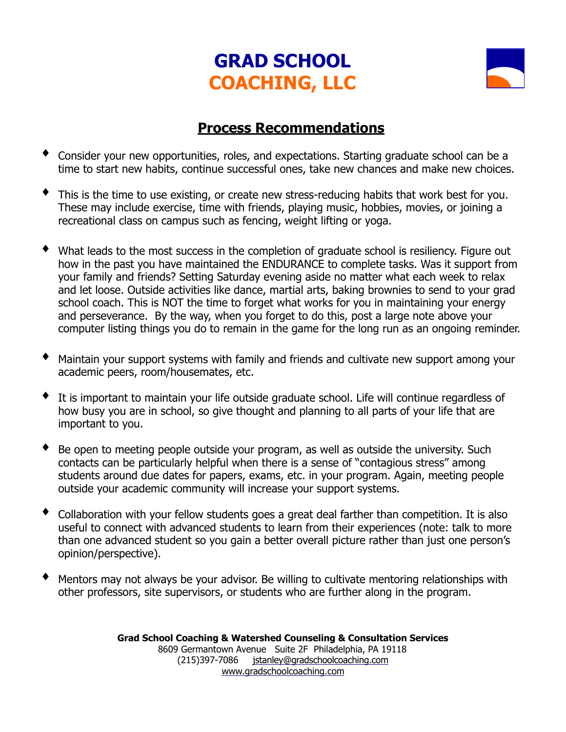# GRAD SCHOOL COACHING, LLC

## Process Recommendations

- Consider your new opportunities, roles, and expectations. Starting graduate school can be a time to start new habits, continue successful ones, take new chances and make new choices.

- This is the time to use existing, or create new stress-reducing habits that work best for you. These may include exercise, time with friends, playing music, hobbies, movies, or joining a recreational class on campus such as fencing, weight lifting or yoga.

- What leads to the most success in the completion of graduate school is resiliency. Figure out how in the past you have maintained the ENDURANCE to complete tasks. Was it support from your family and friends? Setting Saturday evening aside no matter what each week to relax and let loose. Outside activities like dance, martial arts, baking brownies to send to your grad school coach. This is NOT the time to forget what works for you in maintaining your energy and perseverance. By the way, when you forget to do this, post a large note above your computer listing things you do to remain in the game for the long run as an ongoing reminder.

- Maintain your support systems with family and friends and cultivate new support among your academic peers, room/housemates, etc.

- It is important to maintain your life outside graduate school. Life will continue regardless of how busy you are in school, so give thought and planning to all parts of your life that are important to you.

- Be open to meeting people outside your program, as well as outside the university. Such contacts can be particularly helpful when there is a sense of "contagious stress" among students around due dates for papers, exams, etc. in your program. Again, meeting people outside your academic community will increase your support systems.

- Collaboration with your fellow students goes a great deal farther than competition. It is also useful to connect with advanced students to learn from their experiences (note: talk to more than one advanced student so you gain a better overall picture rather than just one person's opinion/perspective).

- Mentors may not always be your advisor. Be willing to cultivate mentoring relationships with other professors, site supervisors, or students who are further along in the program.

**Grad School Coaching & Watershed Counseling & Consultation Services**
8609 Germantown Avenue Suite 2F Philadelphia, PA 19118
(215)397-7086 jstanley@gradschoolcoaching.com
www.gradschoolcoaching.com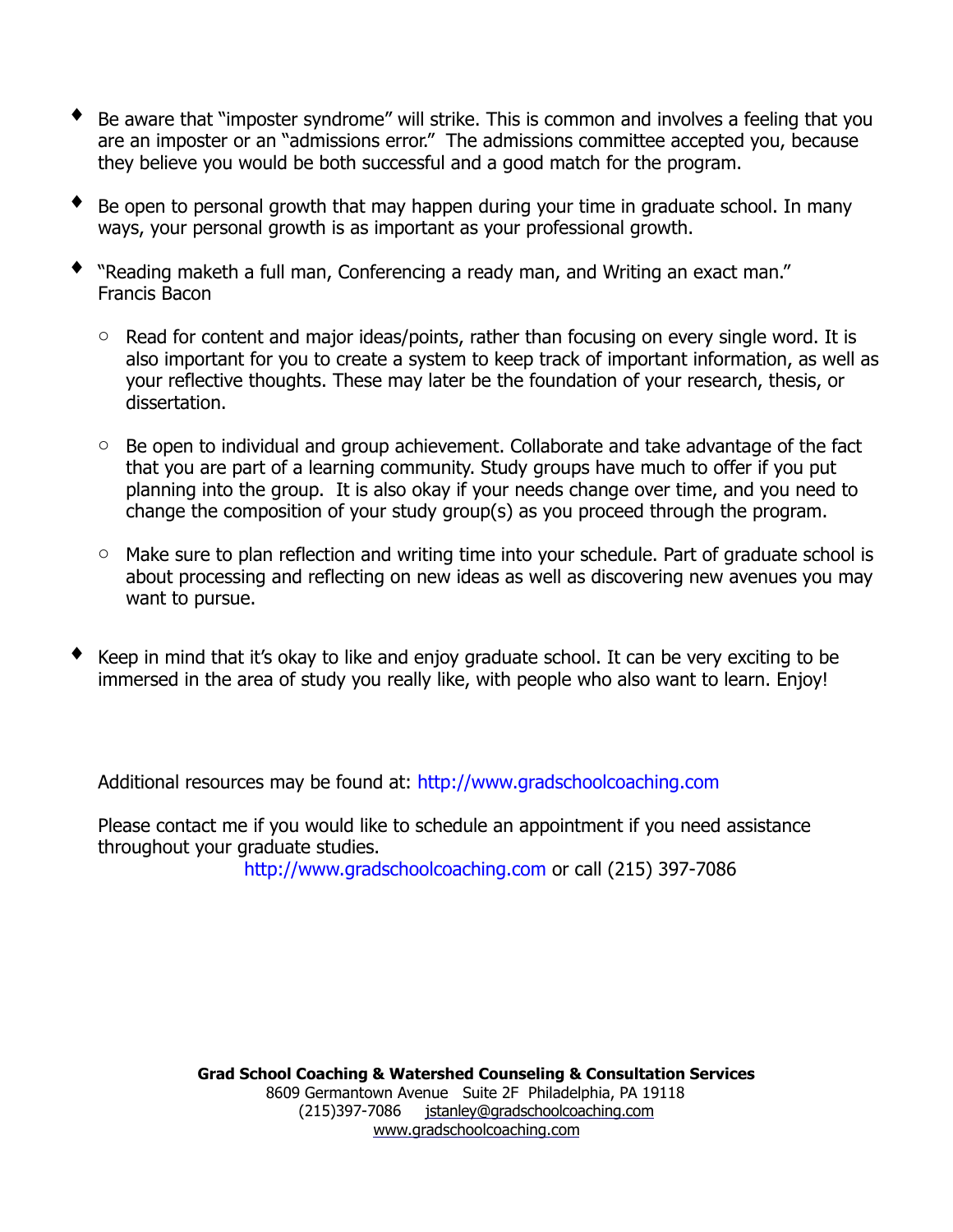- Be aware that "imposter syndrome" will strike. This is common and involves a feeling that you are an imposter or an "admissions error." The admissions committee accepted you, because they believe you would be both successful and a good match for the program.

- Be open to personal growth that may happen during your time in graduate school. In many ways, your personal growth is as important as your professional growth.

- "Reading maketh a full man, Conferencing a ready man, and Writing an exact man."
  Francis Bacon

  - Read for content and major ideas/points, rather than focusing on every single word. It is also important for you to create a system to keep track of important information, as well as your reflective thoughts. These may later be the foundation of your research, thesis, or dissertation.

  - Be open to individual and group achievement. Collaborate and take advantage of the fact that you are part of a learning community. Study groups have much to offer if you put planning into the group. It is also okay if your needs change over time, and you need to change the composition of your study group(s) as you proceed through the program.

  - Make sure to plan reflection and writing time into your schedule. Part of graduate school is about processing and reflecting on new ideas as well as discovering new avenues you may want to pursue.

- Keep in mind that it's okay to like and enjoy graduate school. It can be very exciting to be immersed in the area of study you really like, with people who also want to learn. Enjoy!

Additional resources may be found at: http://www.gradschoolcoaching.com

Please contact me if you would like to schedule an appointment if you need assistance throughout your graduate studies.

http://www.gradschoolcoaching.com or call (215) 397-7086

**Grad School Coaching & Watershed Counseling & Consultation Services**
8609 Germantown Avenue Suite 2F Philadelphia, PA 19118
(215)397-7086 jstanley@gradschoolcoaching.com
www.gradschoolcoaching.com